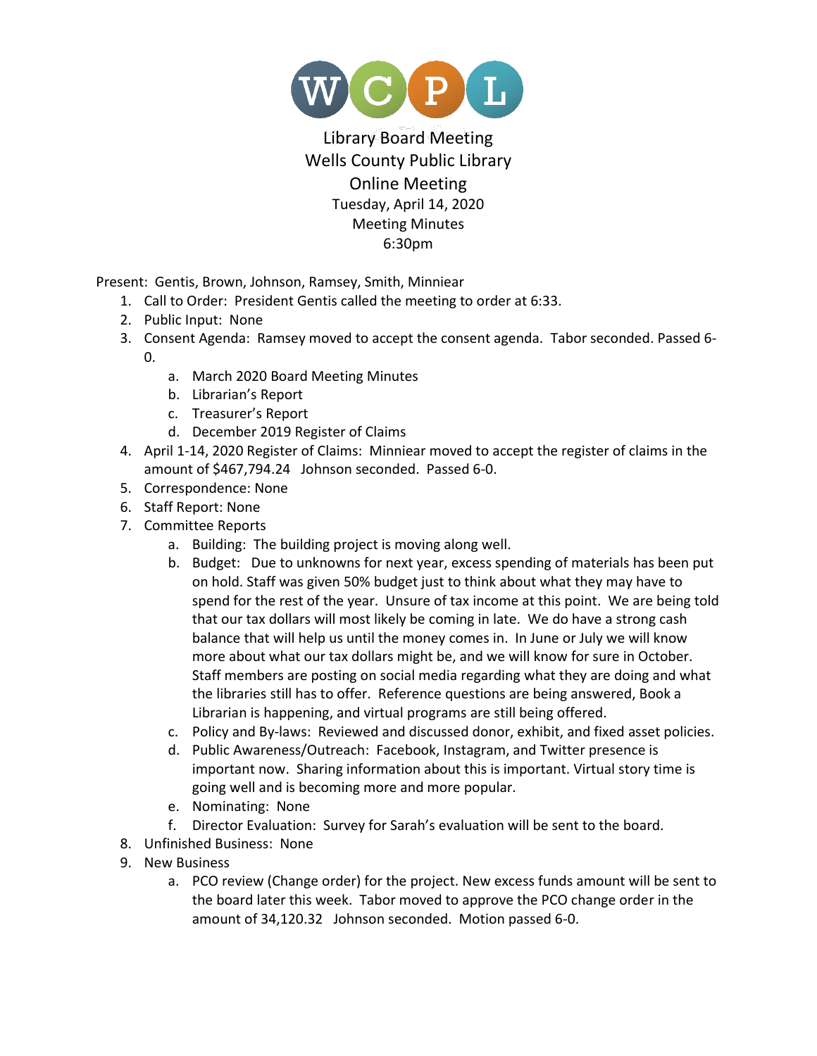WCPL

# Library Board Meeting
## Wells County Public Library
## Online Meeting

Tuesday, April 14, 2020
Meeting Minutes
6:30pm

Present: Gentis, Brown, Johnson, Ramsey, Smith, Minniear

1. Call to Order: President Gentis called the meeting to order at 6:33.
2. Public Input: None
3. Consent Agenda: Ramsey moved to accept the consent agenda. Tabor seconded. Passed 6-0.
   a. March 2020 Board Meeting Minutes
   b. Librarian's Report
   c. Treasurer's Report
   d. December 2019 Register of Claims
4. April 1-14, 2020 Register of Claims: Minniear moved to accept the register of claims in the amount of $467,794.24 Johnson seconded. Passed 6-0.
5. Correspondence: None
6. Staff Report: None
7. Committee Reports
   a. Building: The building project is moving along well.
   b. Budget: Due to unknowns for next year, excess spending of materials has been put on hold. Staff was given 50% budget just to think about what they may have to spend for the rest of the year. Unsure of tax income at this point. We are being told that our tax dollars will most likely be coming in late. We do have a strong cash balance that will help us until the money comes in. In June or July we will know more about what our tax dollars might be, and we will know for sure in October. Staff members are posting on social media regarding what they are doing and what the libraries still has to offer. Reference questions are being answered, Book a Librarian is happening, and virtual programs are still being offered.
   c. Policy and By-laws: Reviewed and discussed donor, exhibit, and fixed asset policies.
   d. Public Awareness/Outreach: Facebook, Instagram, and Twitter presence is important now. Sharing information about this is important. Virtual story time is going well and is becoming more and more popular.
   e. Nominating: None
   f. Director Evaluation: Survey for Sarah's evaluation will be sent to the board.
8. Unfinished Business: None
9. New Business
   a. PCO review (Change order) for the project. New excess funds amount will be sent to the board later this week. Tabor moved to approve the PCO change order in the amount of 34,120.32 Johnson seconded. Motion passed 6-0.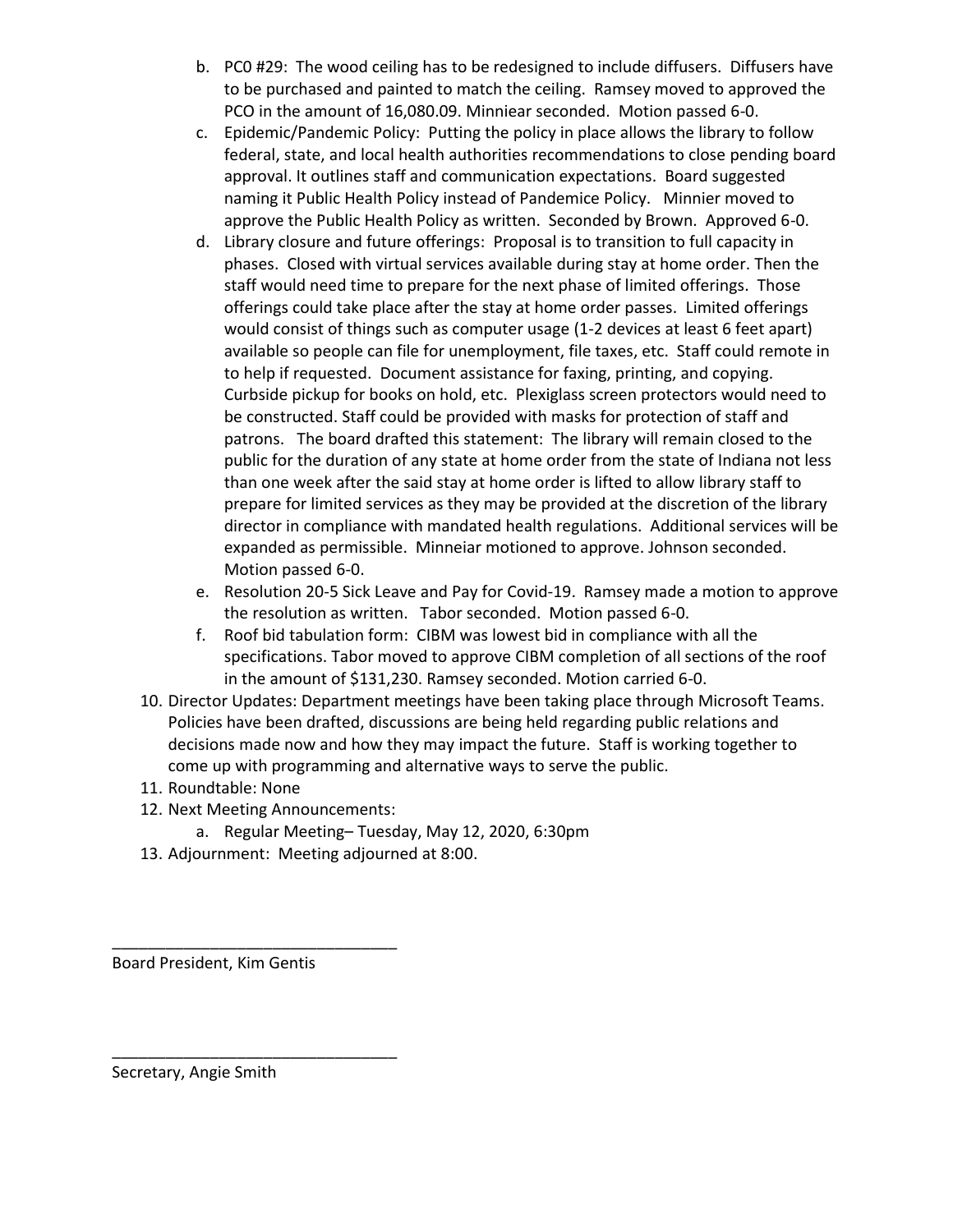b. PC0 #29: The wood ceiling has to be redesigned to include diffusers. Diffusers have to be purchased and painted to match the ceiling. Ramsey moved to approved the PCO in the amount of 16,080.09. Minniear seconded. Motion passed 6-0.

c. Epidemic/Pandemic Policy: Putting the policy in place allows the library to follow federal, state, and local health authorities recommendations to close pending board approval. It outlines staff and communication expectations. Board suggested naming it Public Health Policy instead of Pandemice Policy. Minnier moved to approve the Public Health Policy as written. Seconded by Brown. Approved 6-0.

d. Library closure and future offerings: Proposal is to transition to full capacity in phases. Closed with virtual services available during stay at home order. Then the staff would need time to prepare for the next phase of limited offerings. Those offerings could take place after the stay at home order passes. Limited offerings would consist of things such as computer usage (1-2 devices at least 6 feet apart) available so people can file for unemployment, file taxes, etc. Staff could remote in to help if requested. Document assistance for faxing, printing, and copying. Curbside pickup for books on hold, etc. Plexiglass screen protectors would need to be constructed. Staff could be provided with masks for protection of staff and patrons. The board drafted this statement: The library will remain closed to the public for the duration of any state at home order from the state of Indiana not less than one week after the said stay at home order is lifted to allow library staff to prepare for limited services as they may be provided at the discretion of the library director in compliance with mandated health regulations. Additional services will be expanded as permissible. Minneiar motioned to approve. Johnson seconded. Motion passed 6-0.

e. Resolution 20-5 Sick Leave and Pay for Covid-19. Ramsey made a motion to approve the resolution as written. Tabor seconded. Motion passed 6-0.

f. Roof bid tabulation form: CIBM was lowest bid in compliance with all the specifications. Tabor moved to approve CIBM completion of all sections of the roof in the amount of $131,230. Ramsey seconded. Motion carried 6-0.

10. Director Updates: Department meetings have been taking place through Microsoft Teams. Policies have been drafted, discussions are being held regarding public relations and decisions made now and how they may impact the future. Staff is working together to come up with programming and alternative ways to serve the public.
11. Roundtable: None
12. Next Meeting Announcements:
    a. Regular Meeting– Tuesday, May 12, 2020, 6:30pm
13. Adjournment: Meeting adjourned at 8:00.

________________________________
Board President, Kim Gentis

________________________________
Secretary, Angie Smith